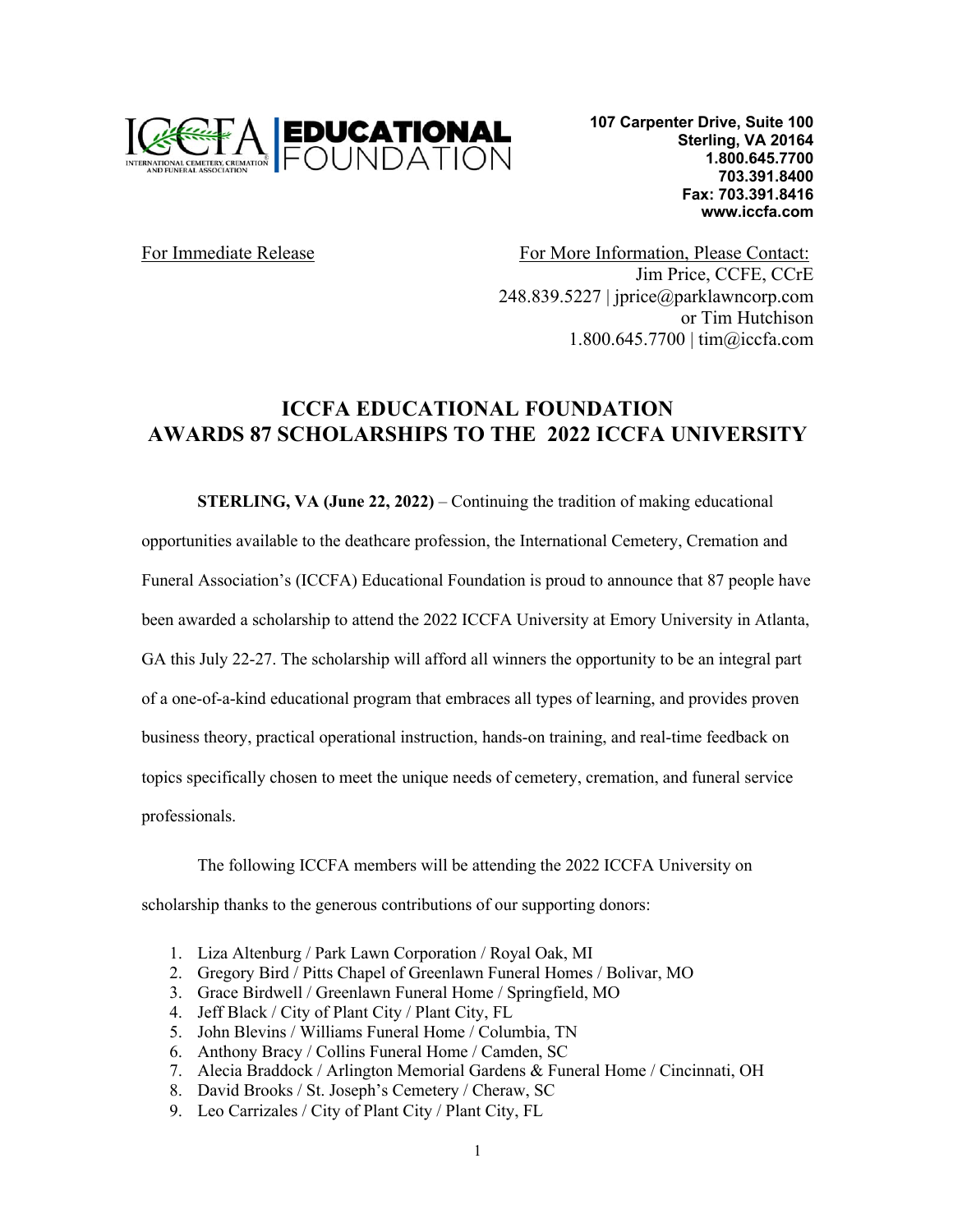**ICCFA EDUCATIONAL FOUNDATION**

INTERNATIONAL CEMETERY, CREMATION AND FUNERAL ASSOCIATION

**107 Carpenter Drive, Suite 100**
**Sterling, VA 20164**
**1.800.645.7700**
**703.391.8400**
**Fax: 703.391.8416**
**www.iccfa.com**

For Immediate Release

For More Information, Please Contact:
Jim Price, CCFE, CCrE
248.839.5227 | jprice@parklawncorp.com
or Tim Hutchison
1.800.645.7700 | tim@iccfa.com

# ICCFA EDUCATIONAL FOUNDATION AWARDS 87 SCHOLARSHIPS TO THE 2022 ICCFA UNIVERSITY

**STERLING, VA (June 22, 2022)** – Continuing the tradition of making educational opportunities available to the deathcare profession, the International Cemetery, Cremation and Funeral Association's (ICCFA) Educational Foundation is proud to announce that 87 people have been awarded a scholarship to attend the 2022 ICCFA University at Emory University in Atlanta, GA this July 22-27. The scholarship will afford all winners the opportunity to be an integral part of a one-of-a-kind educational program that embraces all types of learning, and provides proven business theory, practical operational instruction, hands-on training, and real-time feedback on topics specifically chosen to meet the unique needs of cemetery, cremation, and funeral service professionals.

The following ICCFA members will be attending the 2022 ICCFA University on scholarship thanks to the generous contributions of our supporting donors:

1. Liza Altenburg / Park Lawn Corporation / Royal Oak, MI
2. Gregory Bird / Pitts Chapel of Greenlawn Funeral Homes / Bolivar, MO
3. Grace Birdwell / Greenlawn Funeral Home / Springfield, MO
4. Jeff Black / City of Plant City / Plant City, FL
5. John Blevins / Williams Funeral Home / Columbia, TN
6. Anthony Bracy / Collins Funeral Home / Camden, SC
7. Alecia Braddock / Arlington Memorial Gardens & Funeral Home / Cincinnati, OH
8. David Brooks / St. Joseph's Cemetery / Cheraw, SC
9. Leo Carrizales / City of Plant City / Plant City, FL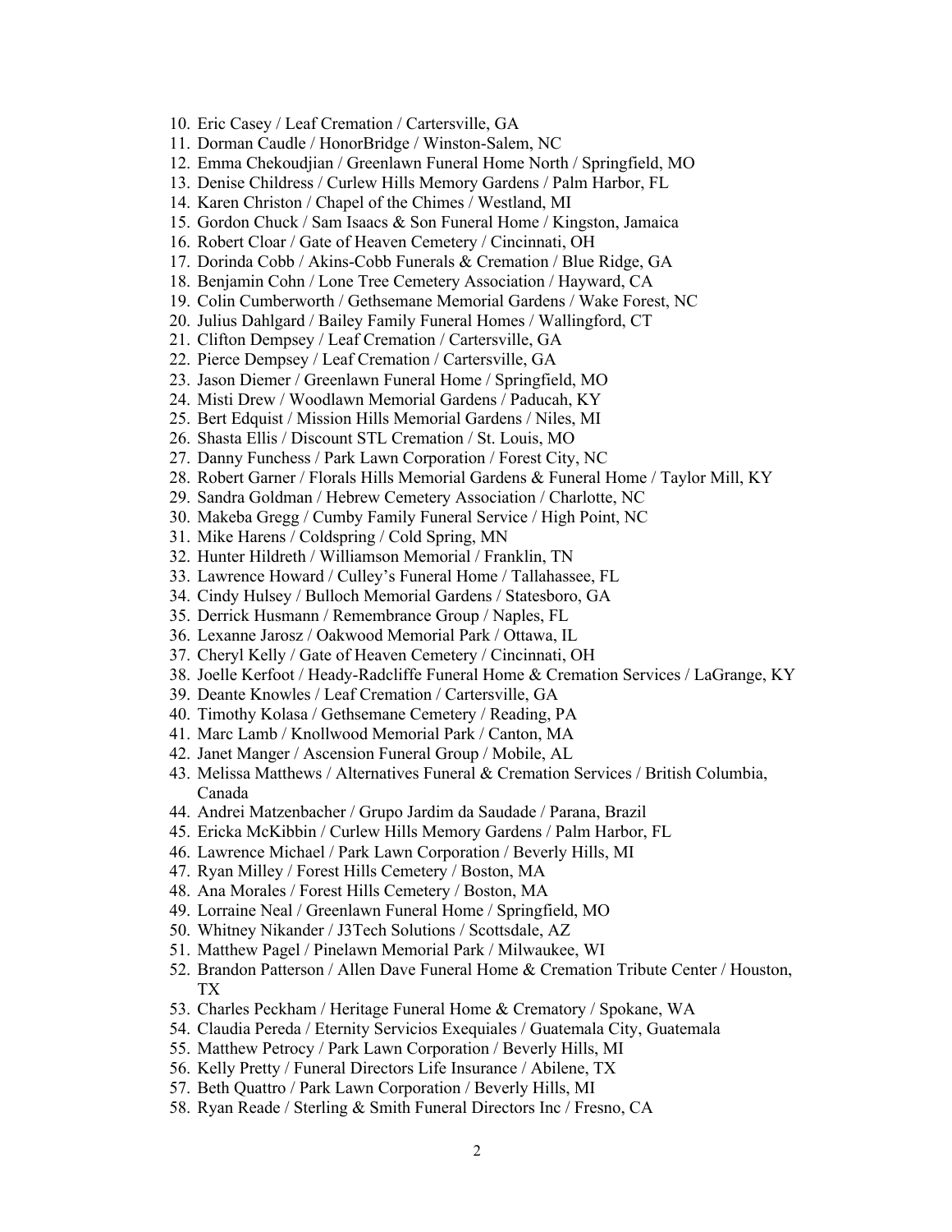10. Eric Casey / Leaf Cremation / Cartersville, GA
11. Dorman Caudle / HonorBridge / Winston-Salem, NC
12. Emma Chekoudjian / Greenlawn Funeral Home North / Springfield, MO
13. Denise Childress / Curlew Hills Memory Gardens / Palm Harbor, FL
14. Karen Christon / Chapel of the Chimes / Westland, MI
15. Gordon Chuck / Sam Isaacs & Son Funeral Home / Kingston, Jamaica
16. Robert Cloar / Gate of Heaven Cemetery / Cincinnati, OH
17. Dorinda Cobb / Akins-Cobb Funerals & Cremation / Blue Ridge, GA
18. Benjamin Cohn / Lone Tree Cemetery Association / Hayward, CA
19. Colin Cumberworth / Gethsemane Memorial Gardens / Wake Forest, NC
20. Julius Dahlgard / Bailey Family Funeral Homes / Wallingford, CT
21. Clifton Dempsey / Leaf Cremation / Cartersville, GA
22. Pierce Dempsey / Leaf Cremation / Cartersville, GA
23. Jason Diemer / Greenlawn Funeral Home / Springfield, MO
24. Misti Drew / Woodlawn Memorial Gardens / Paducah, KY
25. Bert Edquist / Mission Hills Memorial Gardens / Niles, MI
26. Shasta Ellis / Discount STL Cremation / St. Louis, MO
27. Danny Funchess / Park Lawn Corporation / Forest City, NC
28. Robert Garner / Florals Hills Memorial Gardens & Funeral Home / Taylor Mill, KY
29. Sandra Goldman / Hebrew Cemetery Association / Charlotte, NC
30. Makeba Gregg / Cumby Family Funeral Service / High Point, NC
31. Mike Harens / Coldspring / Cold Spring, MN
32. Hunter Hildreth / Williamson Memorial / Franklin, TN
33. Lawrence Howard / Culley's Funeral Home / Tallahassee, FL
34. Cindy Hulsey / Bulloch Memorial Gardens / Statesboro, GA
35. Derrick Husmann / Remembrance Group / Naples, FL
36. Lexanne Jarosz / Oakwood Memorial Park / Ottawa, IL
37. Cheryl Kelly / Gate of Heaven Cemetery / Cincinnati, OH
38. Joelle Kerfoot / Heady-Radcliffe Funeral Home & Cremation Services / LaGrange, KY
39. Deante Knowles / Leaf Cremation / Cartersville, GA
40. Timothy Kolasa / Gethsemane Cemetery / Reading, PA
41. Marc Lamb / Knollwood Memorial Park / Canton, MA
42. Janet Manger / Ascension Funeral Group / Mobile, AL
43. Melissa Matthews / Alternatives Funeral & Cremation Services / British Columbia, Canada
44. Andrei Matzenbacher / Grupo Jardim da Saudade / Parana, Brazil
45. Ericka McKibbin / Curlew Hills Memory Gardens / Palm Harbor, FL
46. Lawrence Michael / Park Lawn Corporation / Beverly Hills, MI
47. Ryan Milley / Forest Hills Cemetery / Boston, MA
48. Ana Morales / Forest Hills Cemetery / Boston, MA
49. Lorraine Neal / Greenlawn Funeral Home / Springfield, MO
50. Whitney Nikander / J3Tech Solutions / Scottsdale, AZ
51. Matthew Pagel / Pinelawn Memorial Park / Milwaukee, WI
52. Brandon Patterson / Allen Dave Funeral Home & Cremation Tribute Center / Houston, TX
53. Charles Peckham / Heritage Funeral Home & Crematory / Spokane, WA
54. Claudia Pereda / Eternity Servicios Exequiales / Guatemala City, Guatemala
55. Matthew Petrocy / Park Lawn Corporation / Beverly Hills, MI
56. Kelly Pretty / Funeral Directors Life Insurance / Abilene, TX
57. Beth Quattro / Park Lawn Corporation / Beverly Hills, MI
58. Ryan Reade / Sterling & Smith Funeral Directors Inc / Fresno, CA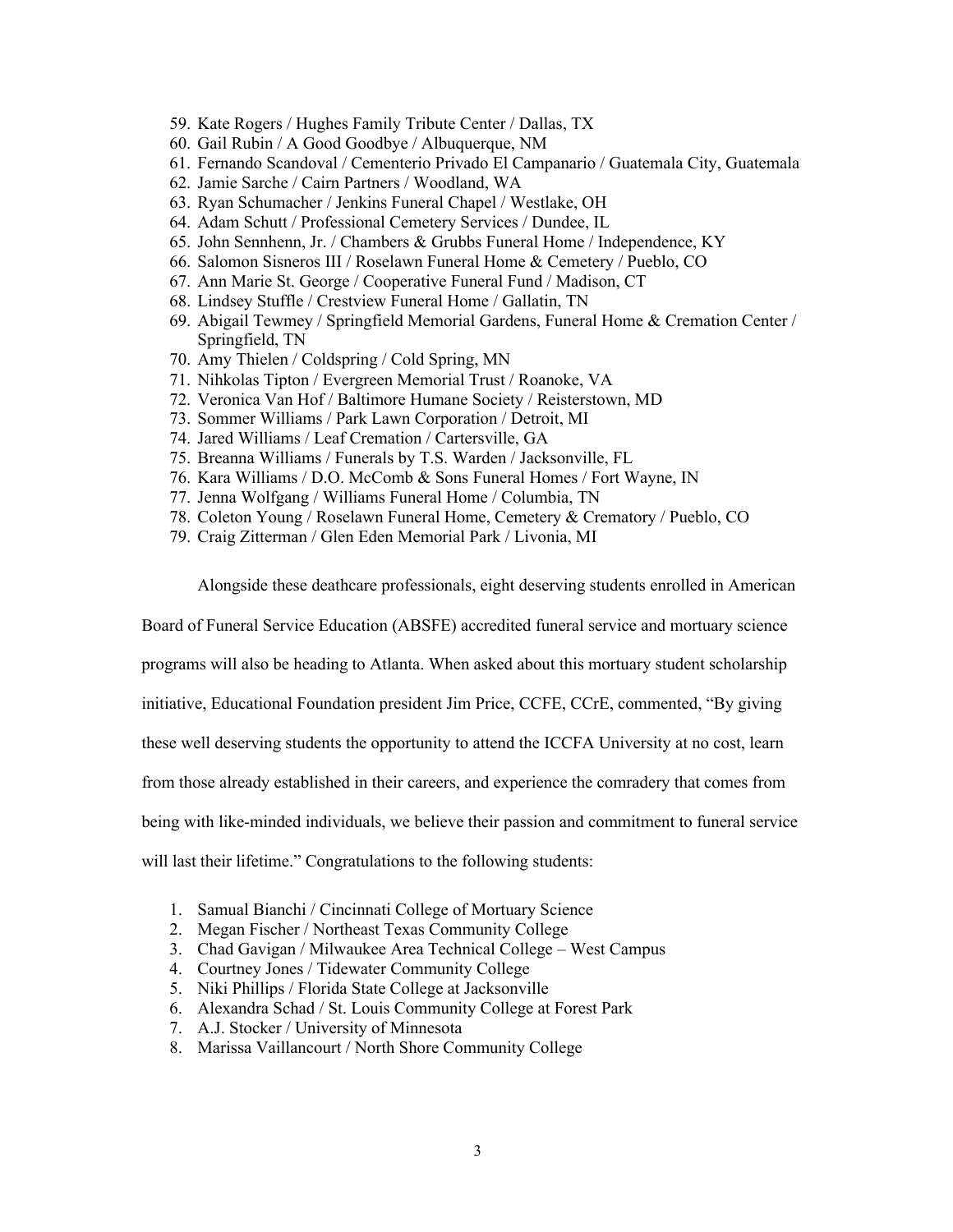59. Kate Rogers / Hughes Family Tribute Center / Dallas, TX
60. Gail Rubin / A Good Goodbye / Albuquerque, NM
61. Fernando Scandoval / Cementerio Privado El Campanario / Guatemala City, Guatemala
62. Jamie Sarche / Cairn Partners / Woodland, WA
63. Ryan Schumacher / Jenkins Funeral Chapel / Westlake, OH
64. Adam Schutt / Professional Cemetery Services / Dundee, IL
65. John Sennhenn, Jr. / Chambers & Grubbs Funeral Home / Independence, KY
66. Salomon Sisneros III / Roselawn Funeral Home & Cemetery / Pueblo, CO
67. Ann Marie St. George / Cooperative Funeral Fund / Madison, CT
68. Lindsey Stuffle / Crestview Funeral Home / Gallatin, TN
69. Abigail Tewmey / Springfield Memorial Gardens, Funeral Home & Cremation Center / Springfield, TN
70. Amy Thielen / Coldspring / Cold Spring, MN
71. Nihkolas Tipton / Evergreen Memorial Trust / Roanoke, VA
72. Veronica Van Hof / Baltimore Humane Society / Reisterstown, MD
73. Sommer Williams / Park Lawn Corporation / Detroit, MI
74. Jared Williams / Leaf Cremation / Cartersville, GA
75. Breanna Williams / Funerals by T.S. Warden / Jacksonville, FL
76. Kara Williams / D.O. McComb & Sons Funeral Homes / Fort Wayne, IN
77. Jenna Wolfgang / Williams Funeral Home / Columbia, TN
78. Coleton Young / Roselawn Funeral Home, Cemetery & Crematory / Pueblo, CO
79. Craig Zitterman / Glen Eden Memorial Park / Livonia, MI

Alongside these deathcare professionals, eight deserving students enrolled in American Board of Funeral Service Education (ABSFE) accredited funeral service and mortuary science programs will also be heading to Atlanta. When asked about this mortuary student scholarship initiative, Educational Foundation president Jim Price, CCFE, CCrE, commented, "By giving these well deserving students the opportunity to attend the ICCFA University at no cost, learn from those already established in their careers, and experience the comradery that comes from being with like-minded individuals, we believe their passion and commitment to funeral service will last their lifetime." Congratulations to the following students:

1. Samual Bianchi / Cincinnati College of Mortuary Science
2. Megan Fischer / Northeast Texas Community College
3. Chad Gavigan / Milwaukee Area Technical College – West Campus
4. Courtney Jones / Tidewater Community College
5. Niki Phillips / Florida State College at Jacksonville
6. Alexandra Schad / St. Louis Community College at Forest Park
7. A.J. Stocker / University of Minnesota
8. Marissa Vaillancourt / North Shore Community College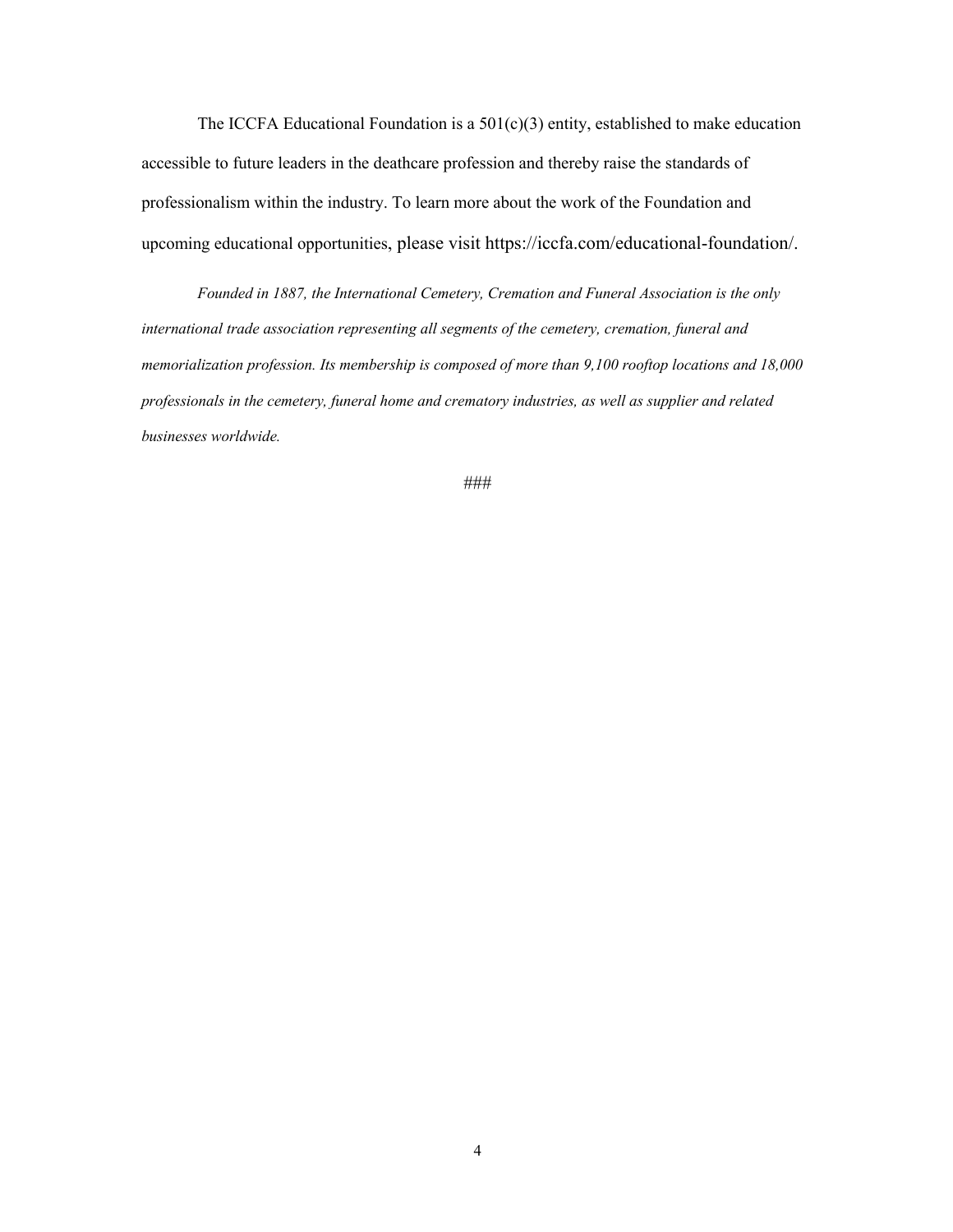The ICCFA Educational Foundation is a 501(c)(3) entity, established to make education accessible to future leaders in the deathcare profession and thereby raise the standards of professionalism within the industry. To learn more about the work of the Foundation and upcoming educational opportunities, please visit https://iccfa.com/educational-foundation/.

*Founded in 1887, the International Cemetery, Cremation and Funeral Association is the only international trade association representing all segments of the cemetery, cremation, funeral and memorialization profession. Its membership is composed of more than 9,100 rooftop locations and 18,000 professionals in the cemetery, funeral home and crematory industries, as well as supplier and related businesses worldwide.*

###